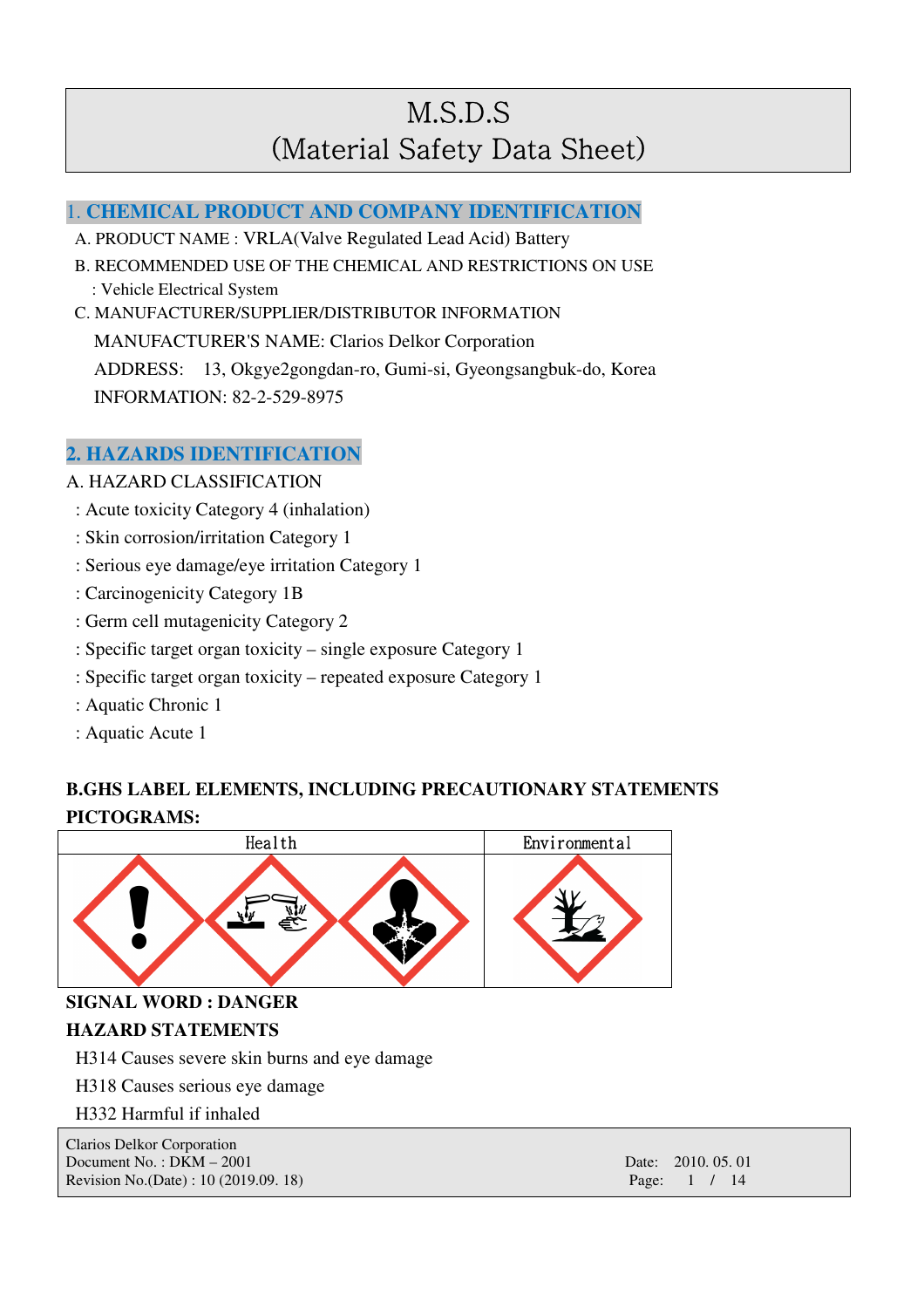# M.S.D.S
# (Material Safety Data Sheet)

## 1. CHEMICAL PRODUCT AND COMPANY IDENTIFICATION

A. PRODUCT NAME : VRLA(Valve Regulated Lead Acid) Battery

B. RECOMMENDED USE OF THE CHEMICAL AND RESTRICTIONS ON USE

: Vehicle Electrical System

C. MANUFACTURER/SUPPLIER/DISTRIBUTOR INFORMATION

MANUFACTURER'S NAME: Clarios Delkor Corporation

ADDRESS: 13, Okgye2gongdan-ro, Gumi-si, Gyeongsangbuk-do, Korea

INFORMATION: 82-2-529-8975

## 2. HAZARDS IDENTIFICATION

A. HAZARD CLASSIFICATION

: Acute toxicity Category 4 (inhalation)

: Skin corrosion/irritation Category 1

: Serious eye damage/eye irritation Category 1

: Carcinogenicity Category 1B

: Germ cell mutagenicity Category 2

: Specific target organ toxicity – single exposure Category 1

: Specific target organ toxicity – repeated exposure Category 1

: Aquatic Chronic 1

: Aquatic Acute 1

**B.GHS LABEL ELEMENTS, INCLUDING PRECAUTIONARY STATEMENTS**

**PICTOGRAMS:**

| Health | Environmental |
|---|---|
| | |

**SIGNAL WORD : DANGER**

**HAZARD STATEMENTS**

H314 Causes severe skin burns and eye damage

H318 Causes serious eye damage

H332 Harmful if inhaled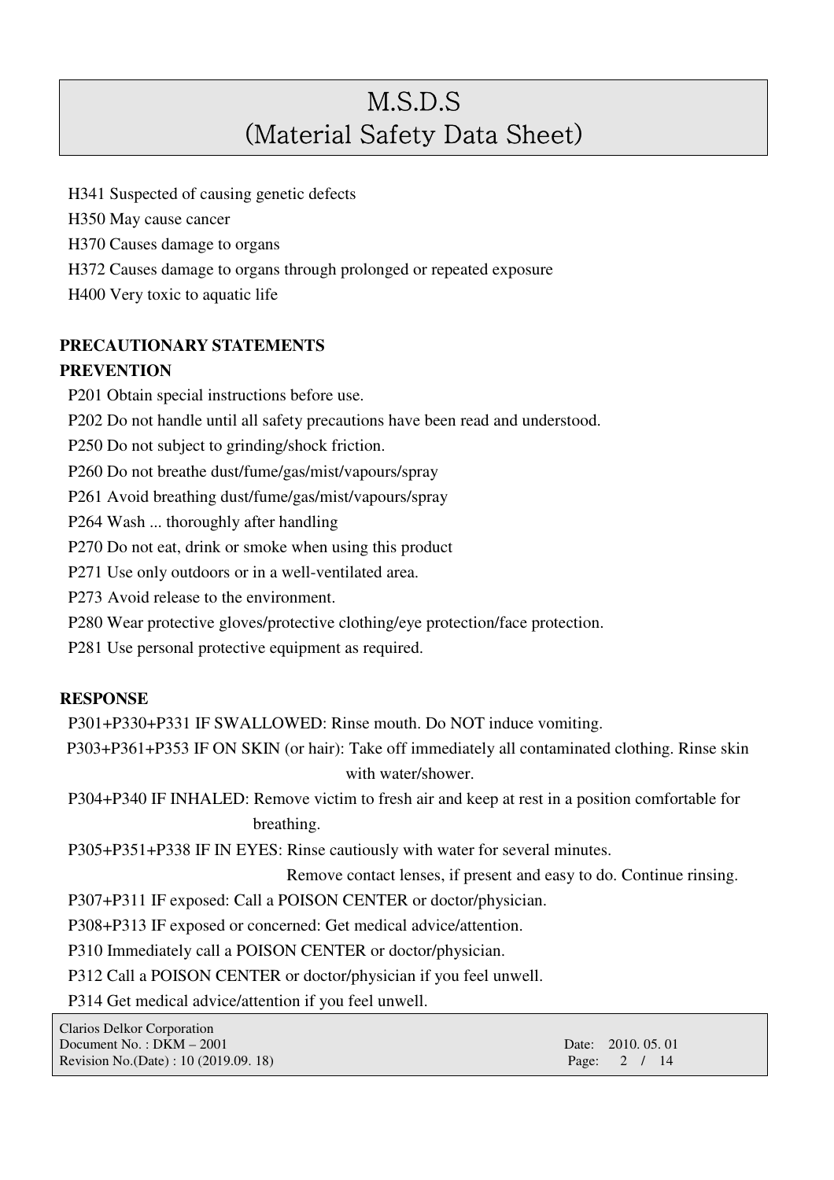H341 Suspected of causing genetic defects

H350 May cause cancer

H370 Causes damage to organs

H372 Causes damage to organs through prolonged or repeated exposure

H400 Very toxic to aquatic life

**PRECAUTIONARY STATEMENTS**

**PREVENTION**

P201 Obtain special instructions before use.

P202 Do not handle until all safety precautions have been read and understood.

P250 Do not subject to grinding/shock friction.

P260 Do not breathe dust/fume/gas/mist/vapours/spray

P261 Avoid breathing dust/fume/gas/mist/vapours/spray

P264 Wash ... thoroughly after handling

P270 Do not eat, drink or smoke when using this product

P271 Use only outdoors or in a well-ventilated area.

P273 Avoid release to the environment.

P280 Wear protective gloves/protective clothing/eye protection/face protection.

P281 Use personal protective equipment as required.

**RESPONSE**

P301+P330+P331 IF SWALLOWED: Rinse mouth. Do NOT induce vomiting.

P303+P361+P353 IF ON SKIN (or hair): Take off immediately all contaminated clothing. Rinse skin with water/shower.

P304+P340 IF INHALED: Remove victim to fresh air and keep at rest in a position comfortable for breathing.

P305+P351+P338 IF IN EYES: Rinse cautiously with water for several minutes. Remove contact lenses, if present and easy to do. Continue rinsing.

P307+P311 IF exposed: Call a POISON CENTER or doctor/physician.

P308+P313 IF exposed or concerned: Get medical advice/attention.

P310 Immediately call a POISON CENTER or doctor/physician.

P312 Call a POISON CENTER or doctor/physician if you feel unwell.

P314 Get medical advice/attention if you feel unwell.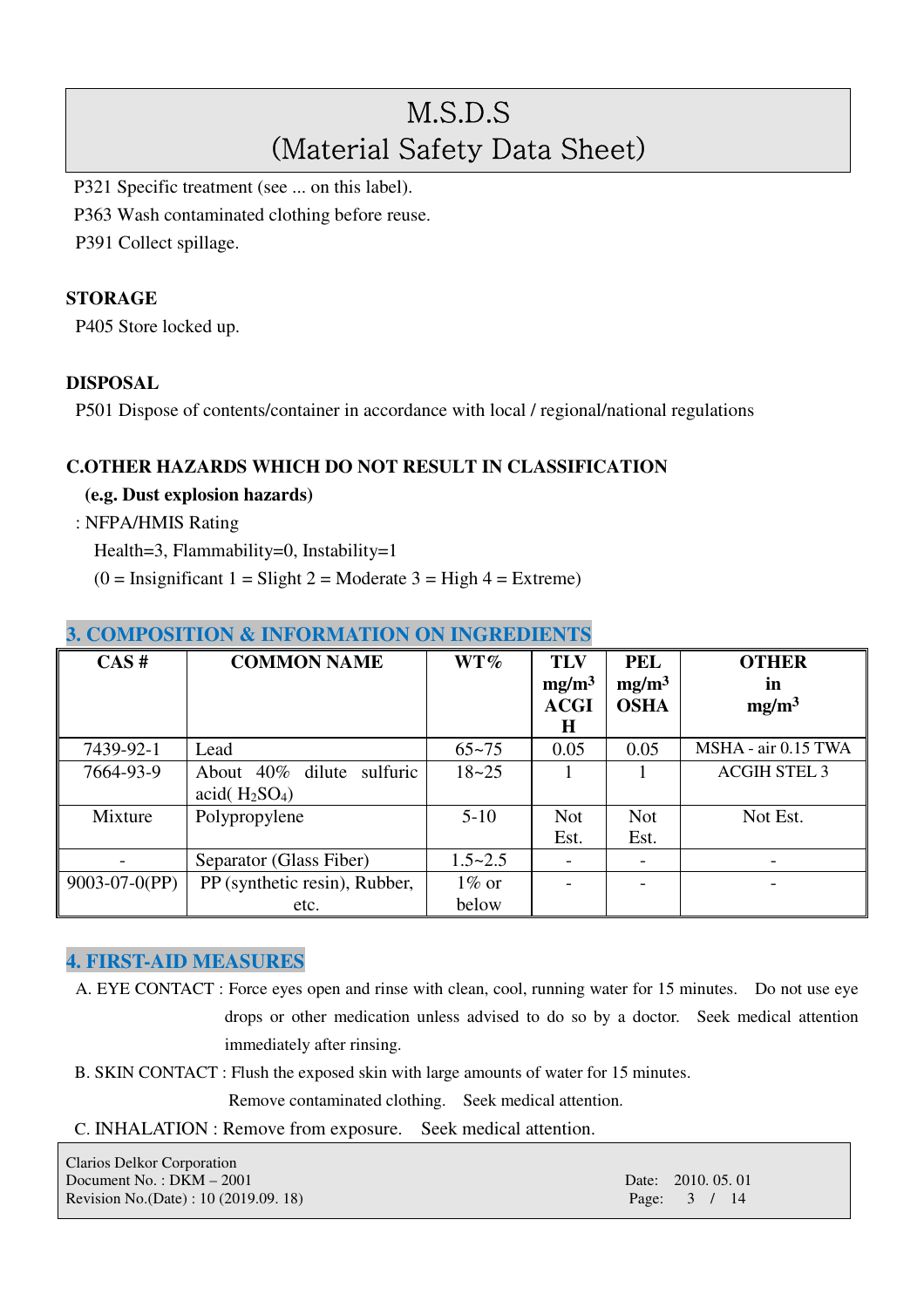P321 Specific treatment (see ... on this label).

P363 Wash contaminated clothing before reuse.

P391 Collect spillage.

**STORAGE**

P405 Store locked up.

**DISPOSAL**

P501 Dispose of contents/container in accordance with local / regional/national regulations

**C.OTHER HAZARDS WHICH DO NOT RESULT IN CLASSIFICATION**

**(e.g. Dust explosion hazards)**

: NFPA/HMIS Rating

Health=3, Flammability=0, Instability=1

(0 = Insignificant 1 = Slight 2 = Moderate 3 = High 4 = Extreme)

## 3. COMPOSITION & INFORMATION ON INGREDIENTS

| CAS # | COMMON NAME | WT% | TLV $mg/m^3$ ACGIH | PEL $mg/m^3$ OSHA | OTHER in $mg/m^3$ |
|---|---|---|---|---|---|
| 7439-92-1 | Lead | 65~75 | 0.05 | 0.05 | MSHA - air 0.15 TWA |
| 7664-93-9 | About 40% dilute sulfuric acid( $H_2SO_4$) | 18~25 | 1 | 1 | ACGIH STEL 3 |
| Mixture | Polypropylene | 5-10 | Not Est. | Not Est. | Not Est. |
| - | Separator (Glass Fiber) | 1.5~2.5 | - | - | - |
| 9003-07-0(PP) | PP (synthetic resin), Rubber, etc. | 1% or below | - | - | - |

## 4. FIRST-AID MEASURES

A. EYE CONTACT : Force eyes open and rinse with clean, cool, running water for 15 minutes. Do not use eye drops or other medication unless advised to do so by a doctor. Seek medical attention immediately after rinsing.

B. SKIN CONTACT : Flush the exposed skin with large amounts of water for 15 minutes. Remove contaminated clothing. Seek medical attention.

C. INHALATION : Remove from exposure. Seek medical attention.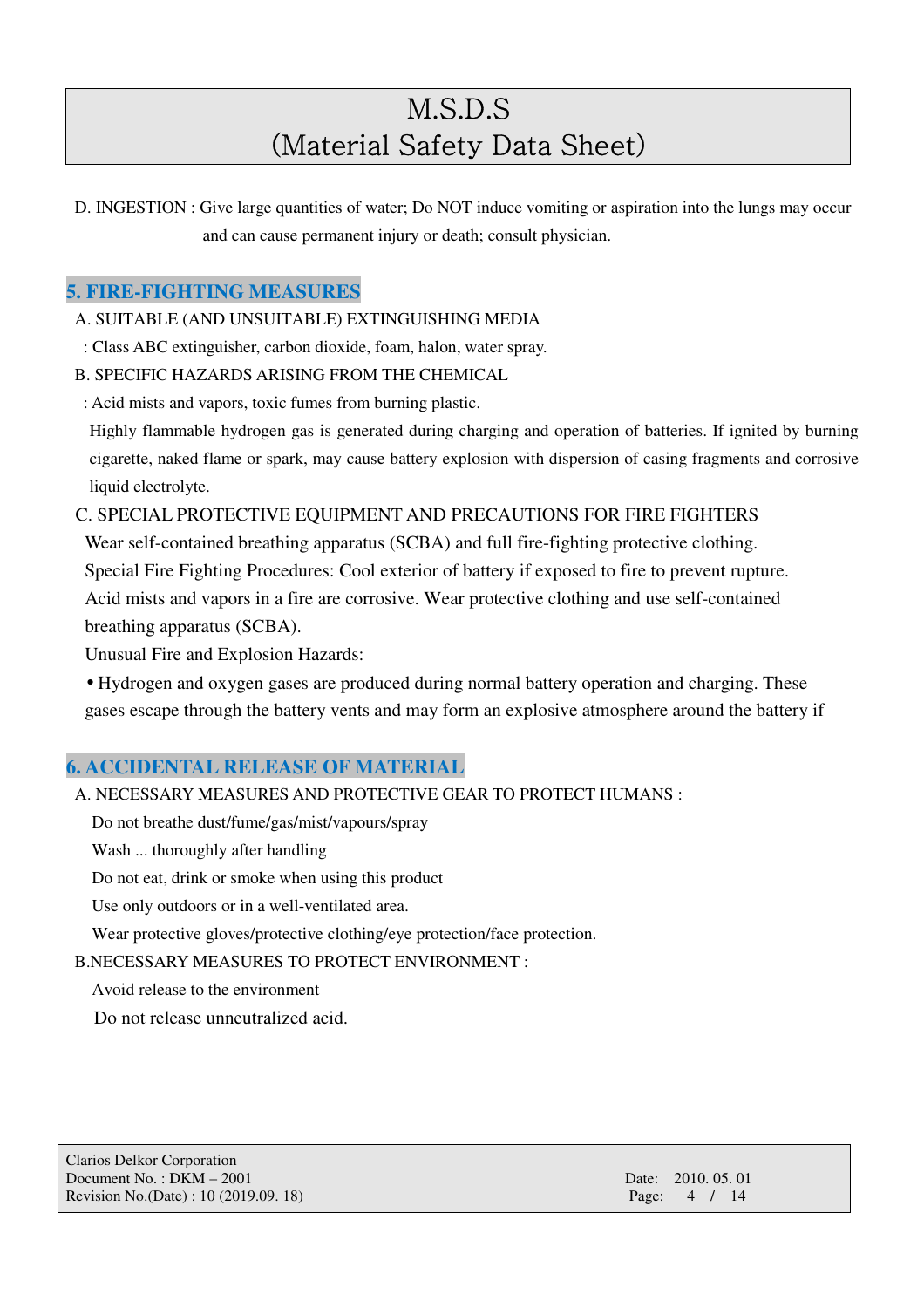D. INGESTION : Give large quantities of water; Do NOT induce vomiting or aspiration into the lungs may occur and can cause permanent injury or death; consult physician.

## 5. FIRE-FIGHTING MEASURES

A. SUITABLE (AND UNSUITABLE) EXTINGUISHING MEDIA

: Class ABC extinguisher, carbon dioxide, foam, halon, water spray.

B. SPECIFIC HAZARDS ARISING FROM THE CHEMICAL

: Acid mists and vapors, toxic fumes from burning plastic.

Highly flammable hydrogen gas is generated during charging and operation of batteries. If ignited by burning cigarette, naked flame or spark, may cause battery explosion with dispersion of casing fragments and corrosive liquid electrolyte.

C. SPECIAL PROTECTIVE EQUIPMENT AND PRECAUTIONS FOR FIRE FIGHTERS

Wear self-contained breathing apparatus (SCBA) and full fire-fighting protective clothing.

Special Fire Fighting Procedures: Cool exterior of battery if exposed to fire to prevent rupture.

Acid mists and vapors in a fire are corrosive. Wear protective clothing and use self-contained breathing apparatus (SCBA).

Unusual Fire and Explosion Hazards:

• Hydrogen and oxygen gases are produced during normal battery operation and charging. These gases escape through the battery vents and may form an explosive atmosphere around the battery if

## 6. ACCIDENTAL RELEASE OF MATERIAL

A. NECESSARY MEASURES AND PROTECTIVE GEAR TO PROTECT HUMANS :

Do not breathe dust/fume/gas/mist/vapours/spray

Wash ... thoroughly after handling

Do not eat, drink or smoke when using this product

Use only outdoors or in a well-ventilated area.

Wear protective gloves/protective clothing/eye protection/face protection.

B.NECESSARY MEASURES TO PROTECT ENVIRONMENT :

Avoid release to the environment

Do not release unneutralized acid.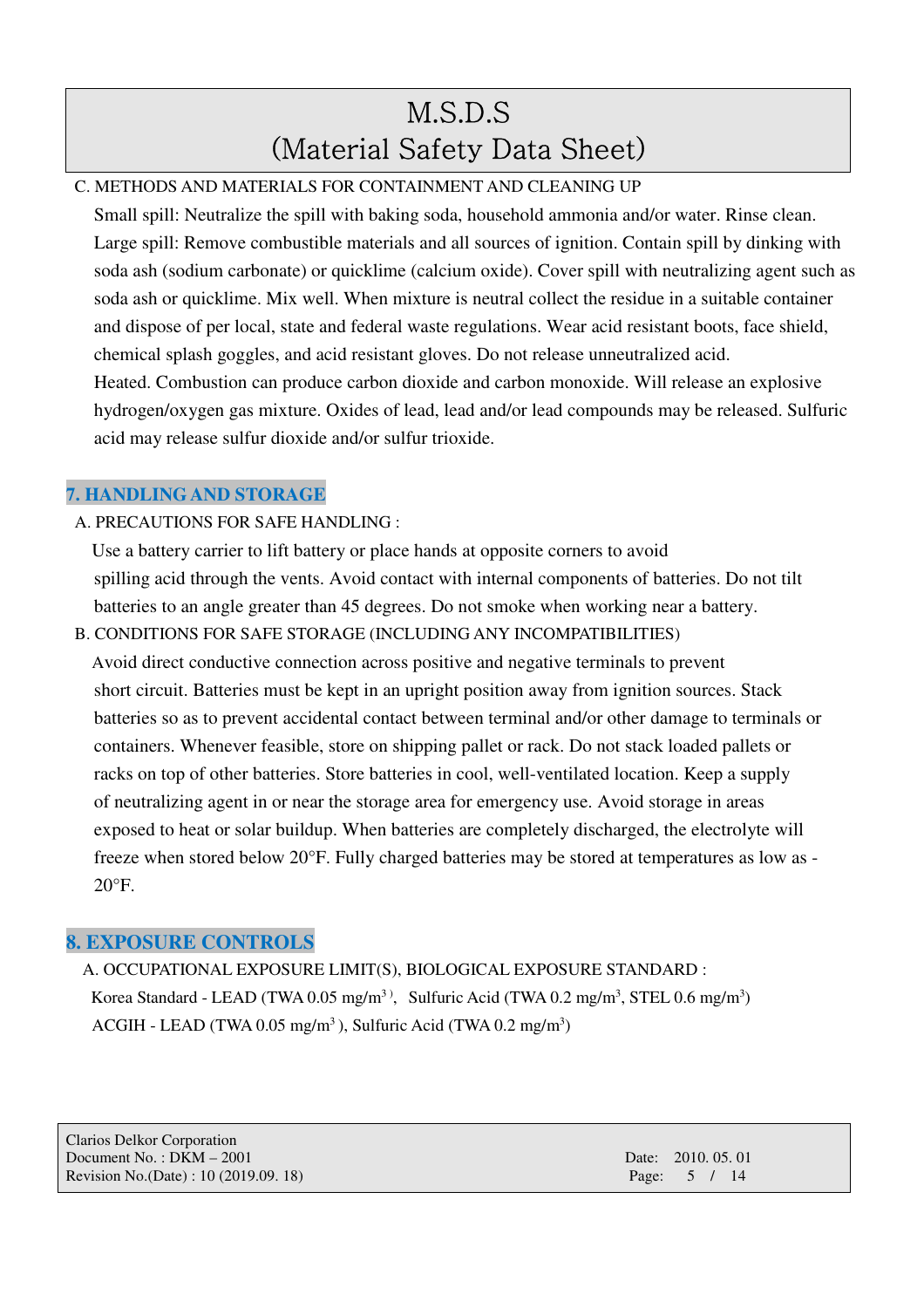C. METHODS AND MATERIALS FOR CONTAINMENT AND CLEANING UP

Small spill: Neutralize the spill with baking soda, household ammonia and/or water. Rinse clean. Large spill: Remove combustible materials and all sources of ignition. Contain spill by dinking with soda ash (sodium carbonate) or quicklime (calcium oxide). Cover spill with neutralizing agent such as soda ash or quicklime. Mix well. When mixture is neutral collect the residue in a suitable container and dispose of per local, state and federal waste regulations. Wear acid resistant boots, face shield, chemical splash goggles, and acid resistant gloves. Do not release unneutralized acid. Heated. Combustion can produce carbon dioxide and carbon monoxide. Will release an explosive hydrogen/oxygen gas mixture. Oxides of lead, lead and/or lead compounds may be released. Sulfuric acid may release sulfur dioxide and/or sulfur trioxide.

## 7. HANDLING AND STORAGE

A. PRECAUTIONS FOR SAFE HANDLING :

Use a battery carrier to lift battery or place hands at opposite corners to avoid spilling acid through the vents. Avoid contact with internal components of batteries. Do not tilt batteries to an angle greater than 45 degrees. Do not smoke when working near a battery.

B. CONDITIONS FOR SAFE STORAGE (INCLUDING ANY INCOMPATIBILITIES)

Avoid direct conductive connection across positive and negative terminals to prevent short circuit. Batteries must be kept in an upright position away from ignition sources. Stack batteries so as to prevent accidental contact between terminal and/or other damage to terminals or containers. Whenever feasible, store on shipping pallet or rack. Do not stack loaded pallets or racks on top of other batteries. Store batteries in cool, well-ventilated location. Keep a supply of neutralizing agent in or near the storage area for emergency use. Avoid storage in areas exposed to heat or solar buildup. When batteries are completely discharged, the electrolyte will freeze when stored below 20°F. Fully charged batteries may be stored at temperatures as low as -20°F.

## 8. EXPOSURE CONTROLS

A. OCCUPATIONAL EXPOSURE LIMIT(S), BIOLOGICAL EXPOSURE STANDARD :

Korea Standard - LEAD (TWA 0.05 $mg/m^3$), Sulfuric Acid (TWA 0.2 $mg/m^3$, STEL 0.6 $mg/m^3$)

ACGIH - LEAD (TWA 0.05 $mg/m^3$), Sulfuric Acid (TWA 0.2 $mg/m^3$)

Clarios Delkor Corporation
Document No. : DKM – 2001
Revision No.(Date) : 10 (2019.09. 18)
Date: 2010. 05. 01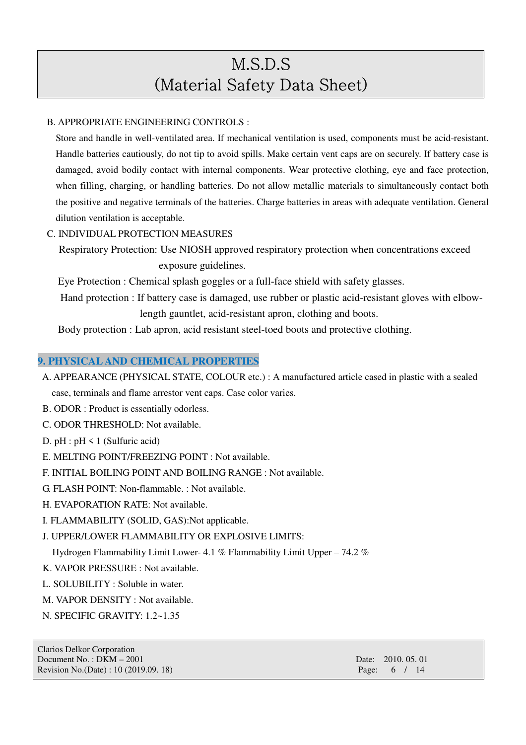B. APPROPRIATE ENGINEERING CONTROLS :

Store and handle in well-ventilated area. If mechanical ventilation is used, components must be acid-resistant. Handle batteries cautiously, do not tip to avoid spills. Make certain vent caps are on securely. If battery case is damaged, avoid bodily contact with internal components. Wear protective clothing, eye and face protection, when filling, charging, or handling batteries. Do not allow metallic materials to simultaneously contact both the positive and negative terminals of the batteries. Charge batteries in areas with adequate ventilation. General dilution ventilation is acceptable.

C. INDIVIDUAL PROTECTION MEASURES

Respiratory Protection: Use NIOSH approved respiratory protection when concentrations exceed exposure guidelines.

Eye Protection : Chemical splash goggles or a full-face shield with safety glasses.

Hand protection : If battery case is damaged, use rubber or plastic acid-resistant gloves with elbow-length gauntlet, acid-resistant apron, clothing and boots.

Body protection : Lab apron, acid resistant steel-toed boots and protective clothing.

## 9. PHYSICAL AND CHEMICAL PROPERTIES

A. APPEARANCE (PHYSICAL STATE, COLOUR etc.) : A manufactured article cased in plastic with a sealed case, terminals and flame arrestor vent caps. Case color varies.

B. ODOR : Product is essentially odorless.

C. ODOR THRESHOLD: Not available.

D. pH : pH < 1 (Sulfuric acid)

E. MELTING POINT/FREEZING POINT : Not available.

F. INITIAL BOILING POINT AND BOILING RANGE : Not available.

G. FLASH POINT: Non-flammable. : Not available.

H. EVAPORATION RATE: Not available.

I. FLAMMABILITY (SOLID, GAS):Not applicable.

J. UPPER/LOWER FLAMMABILITY OR EXPLOSIVE LIMITS:

Hydrogen Flammability Limit Lower- 4.1 % Flammability Limit Upper – 74.2 %

K. VAPOR PRESSURE : Not available.

L. SOLUBILITY : Soluble in water.

M. VAPOR DENSITY : Not available.

N. SPECIFIC GRAVITY: 1.2~1.35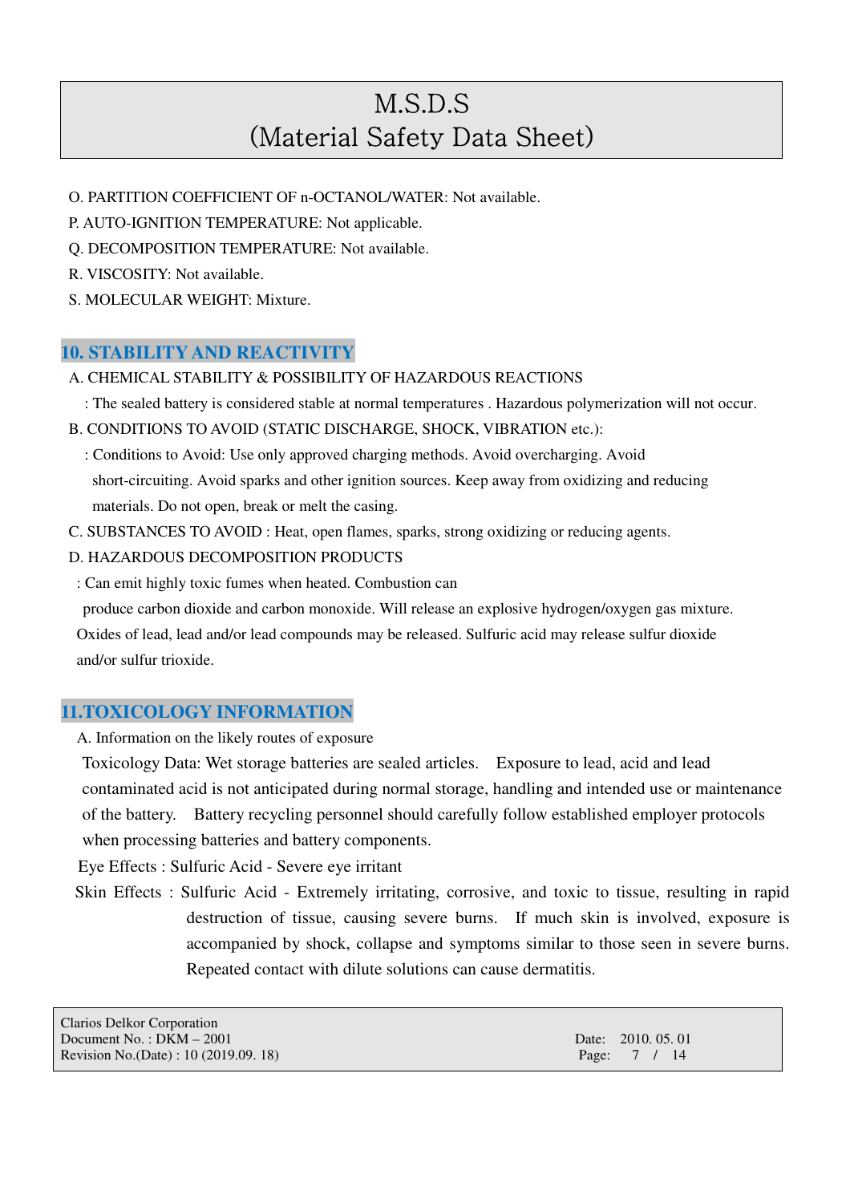O. PARTITION COEFFICIENT OF n-OCTANOL/WATER: Not available.

P. AUTO-IGNITION TEMPERATURE: Not applicable.

Q. DECOMPOSITION TEMPERATURE: Not available.

R. VISCOSITY: Not available.

S. MOLECULAR WEIGHT: Mixture.

## 10. STABILITY AND REACTIVITY

A. CHEMICAL STABILITY & POSSIBILITY OF HAZARDOUS REACTIONS

: The sealed battery is considered stable at normal temperatures . Hazardous polymerization will not occur.

B. CONDITIONS TO AVOID (STATIC DISCHARGE, SHOCK, VIBRATION etc.):

: Conditions to Avoid: Use only approved charging methods. Avoid overcharging. Avoid short-circuiting. Avoid sparks and other ignition sources. Keep away from oxidizing and reducing materials. Do not open, break or melt the casing.

C. SUBSTANCES TO AVOID : Heat, open flames, sparks, strong oxidizing or reducing agents.

D. HAZARDOUS DECOMPOSITION PRODUCTS

: Can emit highly toxic fumes when heated. Combustion can produce carbon dioxide and carbon monoxide. Will release an explosive hydrogen/oxygen gas mixture. Oxides of lead, lead and/or lead compounds may be released. Sulfuric acid may release sulfur dioxide and/or sulfur trioxide.

## 11.TOXICOLOGY INFORMATION

A. Information on the likely routes of exposure

Toxicology Data: Wet storage batteries are sealed articles. Exposure to lead, acid and lead contaminated acid is not anticipated during normal storage, handling and intended use or maintenance of the battery. Battery recycling personnel should carefully follow established employer protocols when processing batteries and battery components.

Eye Effects : Sulfuric Acid - Severe eye irritant

Skin Effects : Sulfuric Acid - Extremely irritating, corrosive, and toxic to tissue, resulting in rapid destruction of tissue, causing severe burns. If much skin is involved, exposure is accompanied by shock, collapse and symptoms similar to those seen in severe burns. Repeated contact with dilute solutions can cause dermatitis.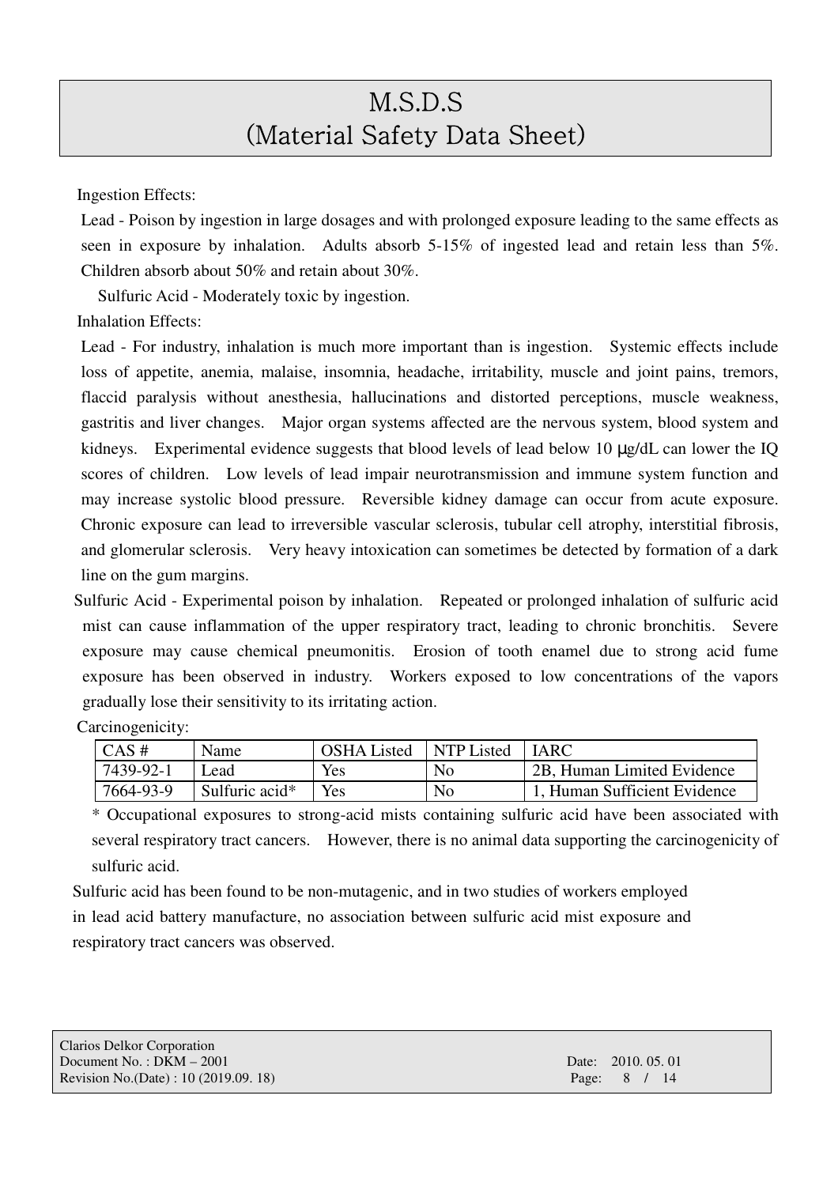Ingestion Effects:

Lead - Poison by ingestion in large dosages and with prolonged exposure leading to the same effects as seen in exposure by inhalation. Adults absorb 5-15% of ingested lead and retain less than 5%. Children absorb about 50% and retain about 30%.

Sulfuric Acid - Moderately toxic by ingestion.

Inhalation Effects:

Lead - For industry, inhalation is much more important than is ingestion. Systemic effects include loss of appetite, anemia, malaise, insomnia, headache, irritability, muscle and joint pains, tremors, flaccid paralysis without anesthesia, hallucinations and distorted perceptions, muscle weakness, gastritis and liver changes. Major organ systems affected are the nervous system, blood system and kidneys. Experimental evidence suggests that blood levels of lead below 10 μg/dL can lower the IQ scores of children. Low levels of lead impair neurotransmission and immune system function and may increase systolic blood pressure. Reversible kidney damage can occur from acute exposure. Chronic exposure can lead to irreversible vascular sclerosis, tubular cell atrophy, interstitial fibrosis, and glomerular sclerosis. Very heavy intoxication can sometimes be detected by formation of a dark line on the gum margins.

Sulfuric Acid - Experimental poison by inhalation. Repeated or prolonged inhalation of sulfuric acid mist can cause inflammation of the upper respiratory tract, leading to chronic bronchitis. Severe exposure may cause chemical pneumonitis. Erosion of tooth enamel due to strong acid fume exposure has been observed in industry. Workers exposed to low concentrations of the vapors gradually lose their sensitivity to its irritating action.

Carcinogenicity:

| CAS # | Name | OSHA Listed | NTP Listed | IARC |
|---|---|---|---|---|
| 7439-92-1 | Lead | Yes | No | 2B, Human Limited Evidence |
| 7664-93-9 | Sulfuric acid* | Yes | No | 1, Human Sufficient Evidence |

\* Occupational exposures to strong-acid mists containing sulfuric acid have been associated with several respiratory tract cancers. However, there is no animal data supporting the carcinogenicity of sulfuric acid.

Sulfuric acid has been found to be non-mutagenic, and in two studies of workers employed in lead acid battery manufacture, no association between sulfuric acid mist exposure and respiratory tract cancers was observed.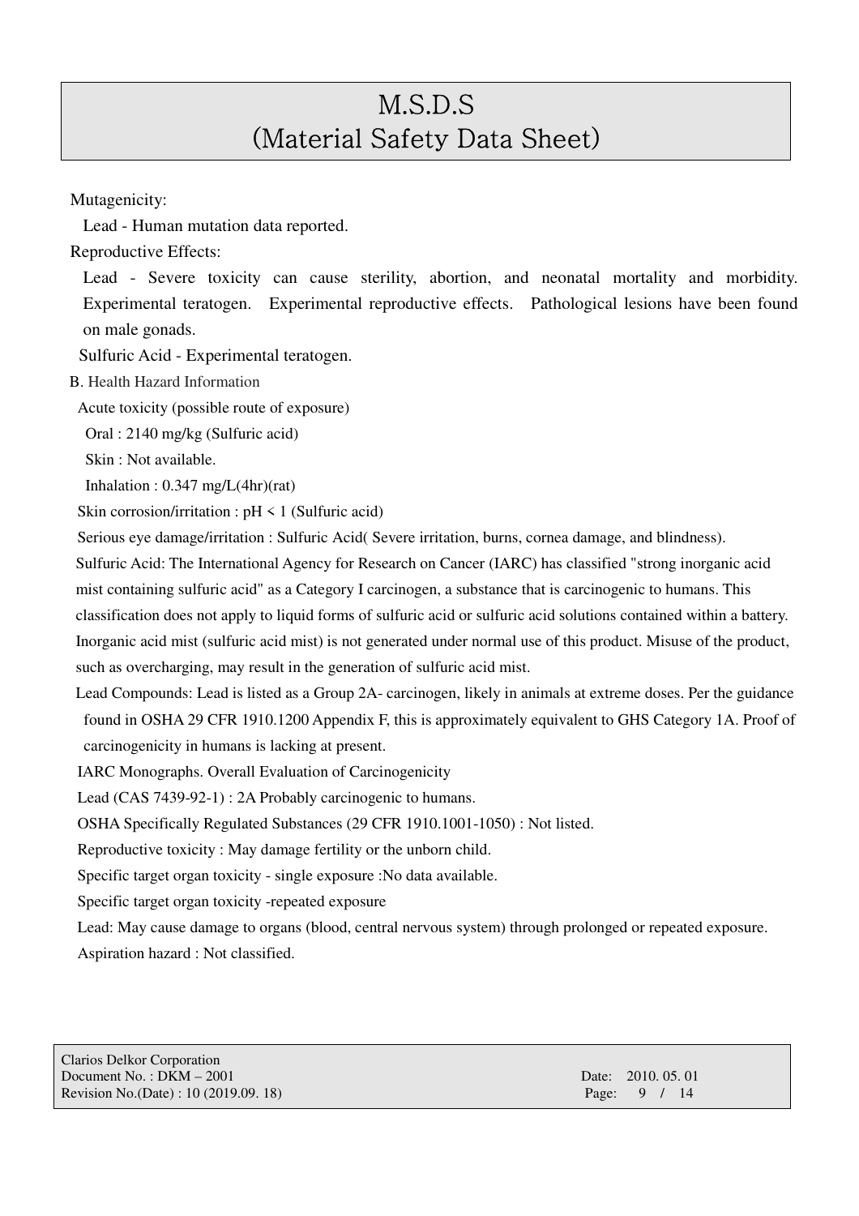Mutagenicity:

Lead - Human mutation data reported.

Reproductive Effects:

Lead - Severe toxicity can cause sterility, abortion, and neonatal mortality and morbidity. Experimental teratogen. Experimental reproductive effects. Pathological lesions have been found on male gonads.

Sulfuric Acid - Experimental teratogen.

B. Health Hazard Information

Acute toxicity (possible route of exposure)

Oral : 2140 mg/kg (Sulfuric acid)

Skin : Not available.

Inhalation : 0.347 mg/L(4hr)(rat)

Skin corrosion/irritation : pH < 1 (Sulfuric acid)

Serious eye damage/irritation : Sulfuric Acid( Severe irritation, burns, cornea damage, and blindness).

Sulfuric Acid: The International Agency for Research on Cancer (IARC) has classified "strong inorganic acid mist containing sulfuric acid" as a Category I carcinogen, a substance that is carcinogenic to humans. This classification does not apply to liquid forms of sulfuric acid or sulfuric acid solutions contained within a battery. Inorganic acid mist (sulfuric acid mist) is not generated under normal use of this product. Misuse of the product, such as overcharging, may result in the generation of sulfuric acid mist.

Lead Compounds: Lead is listed as a Group 2A- carcinogen, likely in animals at extreme doses. Per the guidance found in OSHA 29 CFR 1910.1200 Appendix F, this is approximately equivalent to GHS Category 1A. Proof of carcinogenicity in humans is lacking at present.

IARC Monographs. Overall Evaluation of Carcinogenicity

Lead (CAS 7439-92-1) : 2A Probably carcinogenic to humans.

OSHA Specifically Regulated Substances (29 CFR 1910.1001-1050) : Not listed.

Reproductive toxicity : May damage fertility or the unborn child.

Specific target organ toxicity - single exposure :No data available.

Specific target organ toxicity -repeated exposure

Lead: May cause damage to organs (blood, central nervous system) through prolonged or repeated exposure.

Aspiration hazard : Not classified.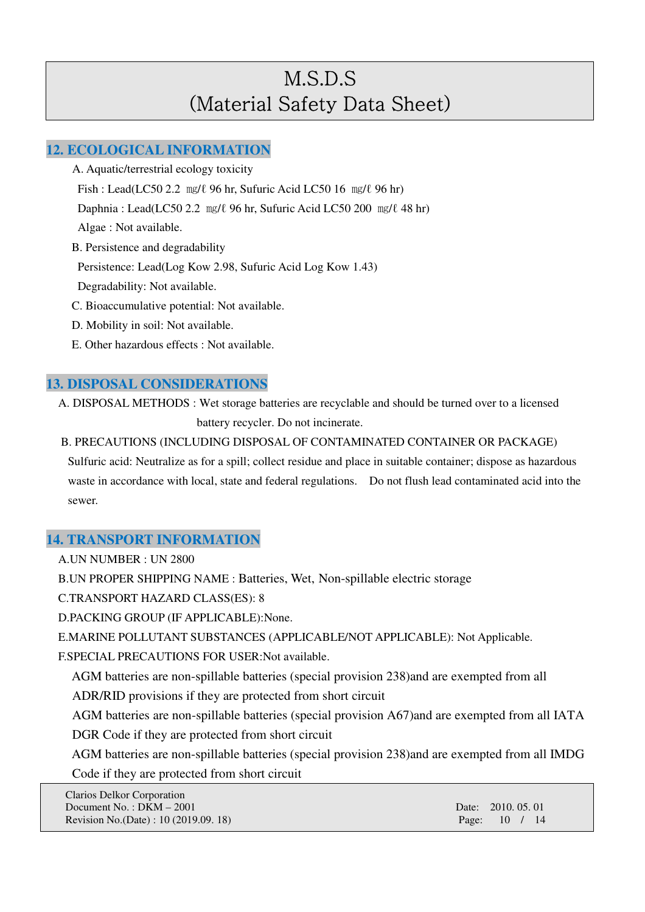## 12. ECOLOGICAL INFORMATION

A. Aquatic/terrestrial ecology toxicity

Fish : Lead(LC50 2.2 ㎎/ℓ 96 hr, Sufuric Acid LC50 16 ㎎/ℓ 96 hr)

Daphnia : Lead(LC50 2.2 ㎎/ℓ 96 hr, Sufuric Acid LC50 200 ㎎/ℓ 48 hr)

Algae : Not available.

B. Persistence and degradability

Persistence: Lead(Log Kow 2.98, Sufuric Acid Log Kow 1.43)

Degradability: Not available.

C. Bioaccumulative potential: Not available.

D. Mobility in soil: Not available.

E. Other hazardous effects : Not available.

## 13. DISPOSAL CONSIDERATIONS

A. DISPOSAL METHODS : Wet storage batteries are recyclable and should be turned over to a licensed battery recycler. Do not incinerate.

B. PRECAUTIONS (INCLUDING DISPOSAL OF CONTAMINATED CONTAINER OR PACKAGE)

Sulfuric acid: Neutralize as for a spill; collect residue and place in suitable container; dispose as hazardous waste in accordance with local, state and federal regulations. Do not flush lead contaminated acid into the sewer.

## 14. TRANSPORT INFORMATION

A.UN NUMBER : UN 2800

B.UN PROPER SHIPPING NAME : Batteries, Wet, Non-spillable electric storage

C.TRANSPORT HAZARD CLASS(ES): 8

D.PACKING GROUP (IF APPLICABLE):None.

E.MARINE POLLUTANT SUBSTANCES (APPLICABLE/NOT APPLICABLE): Not Applicable.

F.SPECIAL PRECAUTIONS FOR USER:Not available.

AGM batteries are non-spillable batteries (special provision 238)and are exempted from all ADR/RID provisions if they are protected from short circuit

AGM batteries are non-spillable batteries (special provision A67)and are exempted from all IATA DGR Code if they are protected from short circuit

AGM batteries are non-spillable batteries (special provision 238)and are exempted from all IMDG Code if they are protected from short circuit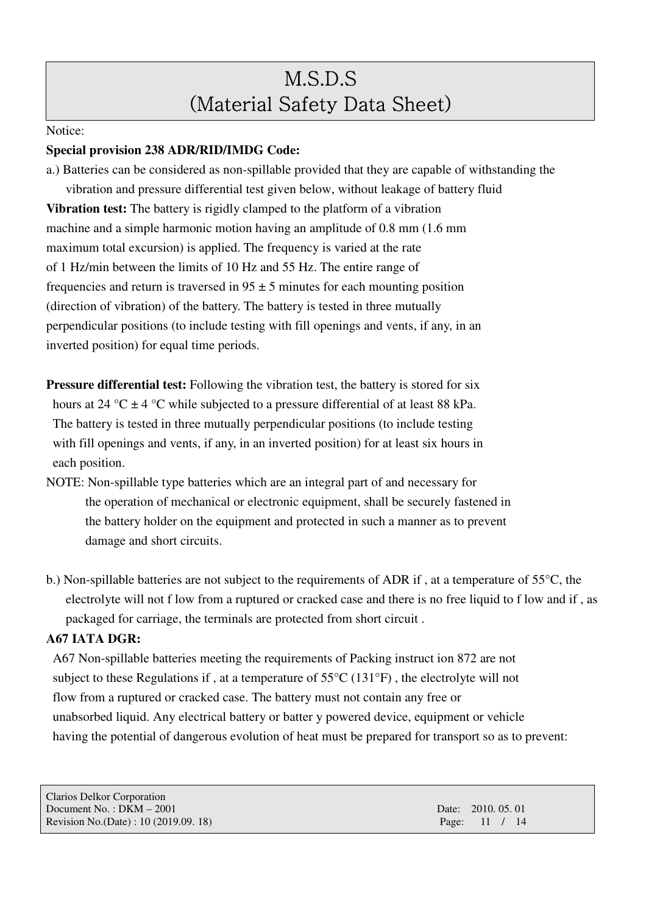# M.S.D.S
# (Material Safety Data Sheet)

Notice:

**Special provision 238 ADR/RID/IMDG Code:**

a.) Batteries can be considered as non-spillable provided that they are capable of withstanding the vibration and pressure differential test given below, without leakage of battery fluid

**Vibration test:** The battery is rigidly clamped to the platform of a vibration machine and a simple harmonic motion having an amplitude of 0.8 mm (1.6 mm maximum total excursion) is applied. The frequency is varied at the rate of 1 Hz/min between the limits of 10 Hz and 55 Hz. The entire range of frequencies and return is traversed in 95 ± 5 minutes for each mounting position (direction of vibration) of the battery. The battery is tested in three mutually perpendicular positions (to include testing with fill openings and vents, if any, in an inverted position) for equal time periods.

**Pressure differential test:** Following the vibration test, the battery is stored for six hours at 24 °C ± 4 °C while subjected to a pressure differential of at least 88 kPa. The battery is tested in three mutually perpendicular positions (to include testing with fill openings and vents, if any, in an inverted position) for at least six hours in each position.

NOTE: Non-spillable type batteries which are an integral part of and necessary for the operation of mechanical or electronic equipment, shall be securely fastened in the battery holder on the equipment and protected in such a manner as to prevent damage and short circuits.

b.) Non-spillable batteries are not subject to the requirements of ADR if , at a temperature of 55°C, the electrolyte will not f low from a ruptured or cracked case and there is no free liquid to f low and if , as packaged for carriage, the terminals are protected from short circuit .

**A67 IATA DGR:**

A67 Non-spillable batteries meeting the requirements of Packing instruct ion 872 are not subject to these Regulations if , at a temperature of 55°C (131°F) , the electrolyte will not flow from a ruptured or cracked case. The battery must not contain any free or unabsorbed liquid. Any electrical battery or batter y powered device, equipment or vehicle having the potential of dangerous evolution of heat must be prepared for transport so as to prevent: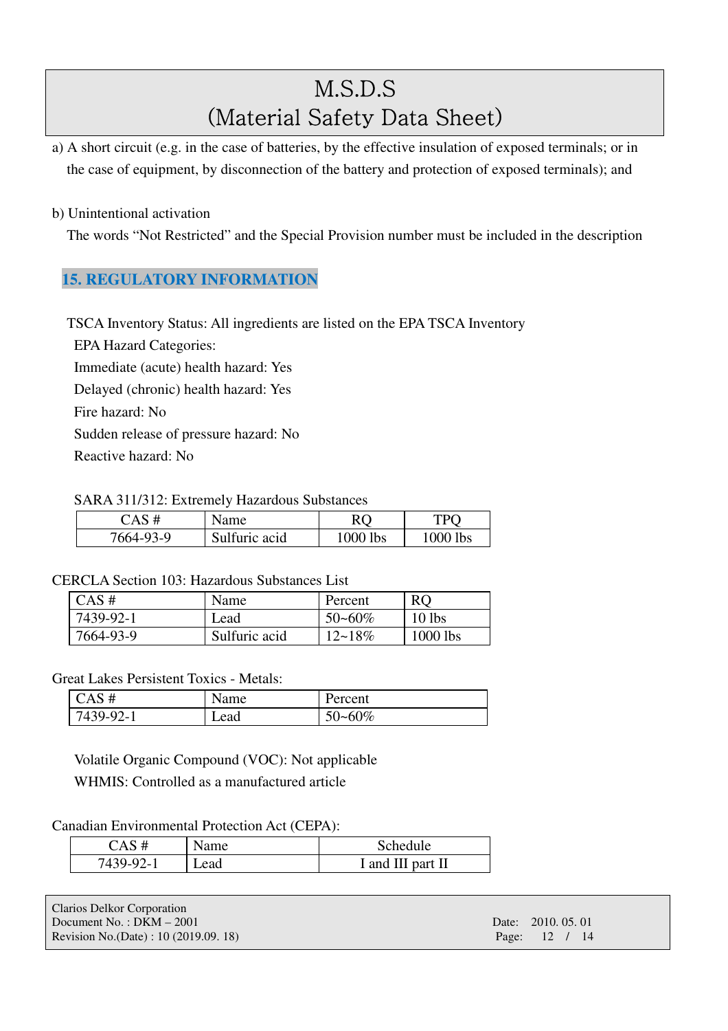a) A short circuit (e.g. in the case of batteries, by the effective insulation of exposed terminals; or in the case of equipment, by disconnection of the battery and protection of exposed terminals); and

b) Unintentional activation

The words "Not Restricted" and the Special Provision number must be included in the description

## 15. REGULATORY INFORMATION

TSCA Inventory Status: All ingredients are listed on the EPA TSCA Inventory

EPA Hazard Categories:

Immediate (acute) health hazard: Yes

Delayed (chronic) health hazard: Yes

Fire hazard: No

Sudden release of pressure hazard: No

Reactive hazard: No

SARA 311/312: Extremely Hazardous Substances

| CAS # | Name | RQ | TPQ |
|---|---|---|---|
| 7664-93-9 | Sulfuric acid | 1000 lbs | 1000 lbs |

CERCLA Section 103: Hazardous Substances List

| CAS # | Name | Percent | RQ |
|---|---|---|---|
| 7439-92-1 | Lead | 50~60% | 10 lbs |
| 7664-93-9 | Sulfuric acid | 12~18% | 1000 lbs |

Great Lakes Persistent Toxics - Metals:

| CAS # | Name | Percent |
|---|---|---|
| 7439-92-1 | Lead | 50~60% |

Volatile Organic Compound (VOC): Not applicable

WHMIS: Controlled as a manufactured article

Canadian Environmental Protection Act (CEPA):

| CAS # | Name | Schedule |
|---|---|---|
| 7439-92-1 | Lead | I and III part II |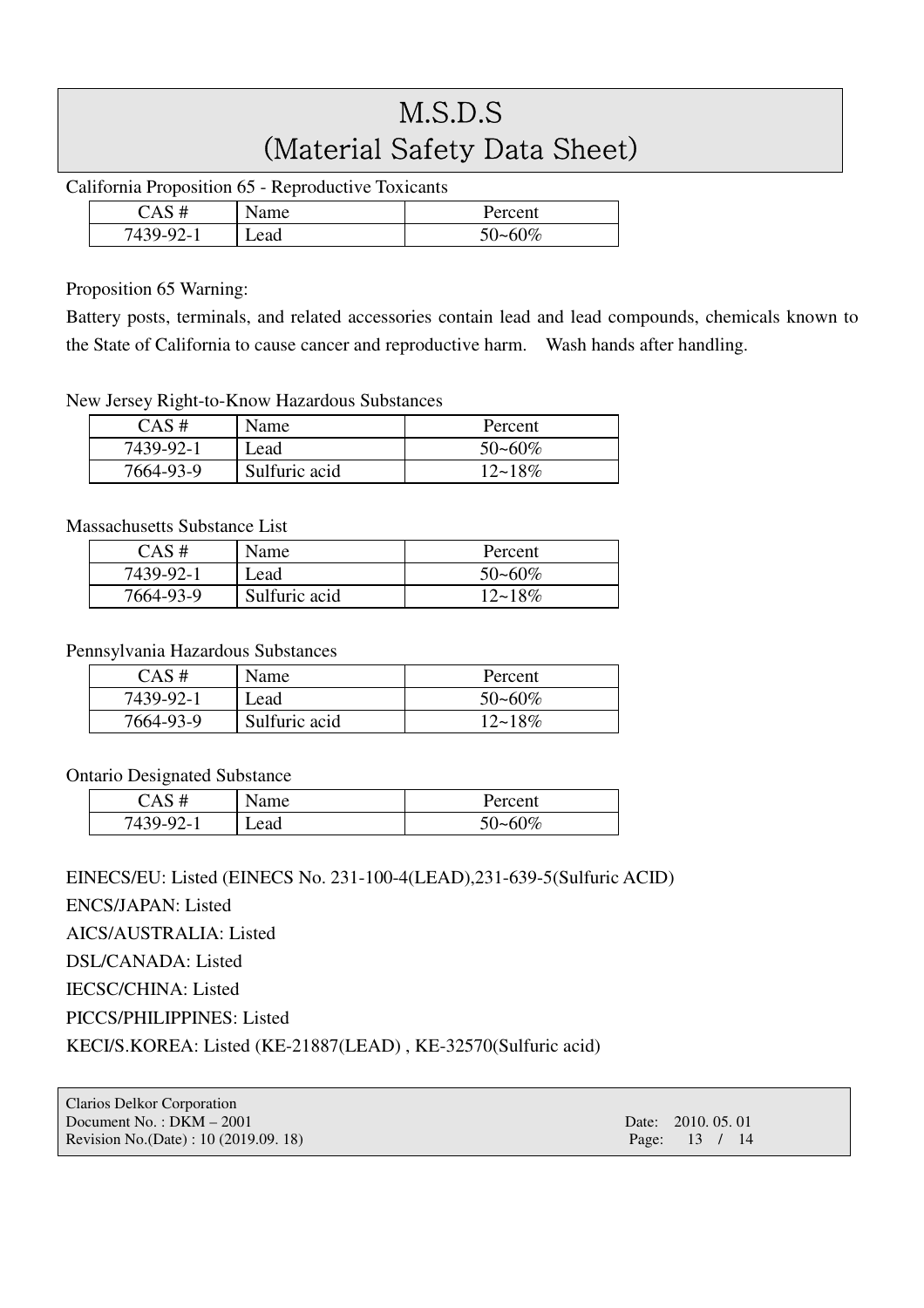California Proposition 65 - Reproductive Toxicants

| CAS # | Name | Percent |
| --- | --- | --- |
| 7439-92-1 | Lead | 50~60% |

Proposition 65 Warning:

Battery posts, terminals, and related accessories contain lead and lead compounds, chemicals known to the State of California to cause cancer and reproductive harm. Wash hands after handling.

New Jersey Right-to-Know Hazardous Substances

| CAS # | Name | Percent |
| --- | --- | --- |
| 7439-92-1 | Lead | 50~60% |
| 7664-93-9 | Sulfuric acid | 12~18% |

Massachusetts Substance List

| CAS # | Name | Percent |
| --- | --- | --- |
| 7439-92-1 | Lead | 50~60% |
| 7664-93-9 | Sulfuric acid | 12~18% |

Pennsylvania Hazardous Substances

| CAS # | Name | Percent |
| --- | --- | --- |
| 7439-92-1 | Lead | 50~60% |
| 7664-93-9 | Sulfuric acid | 12~18% |

Ontario Designated Substance

| CAS # | Name | Percent |
| --- | --- | --- |
| 7439-92-1 | Lead | 50~60% |

EINECS/EU: Listed (EINECS No. 231-100-4(LEAD),231-639-5(Sulfuric ACID)

ENCS/JAPAN: Listed

AICS/AUSTRALIA: Listed

DSL/CANADA: Listed

IECSC/CHINA: Listed

PICCS/PHILIPPINES: Listed

KECI/S.KOREA: Listed (KE-21887(LEAD) , KE-32570(Sulfuric acid)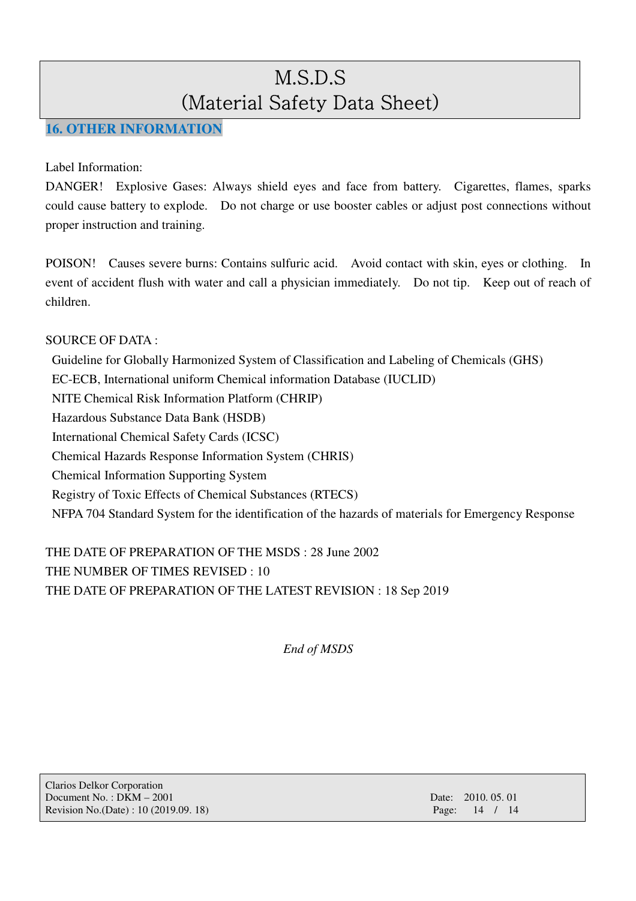## 16. OTHER INFORMATION

Label Information:

DANGER! Explosive Gases: Always shield eyes and face from battery. Cigarettes, flames, sparks could cause battery to explode. Do not charge or use booster cables or adjust post connections without proper instruction and training.

POISON! Causes severe burns: Contains sulfuric acid. Avoid contact with skin, eyes or clothing. In event of accident flush with water and call a physician immediately. Do not tip. Keep out of reach of children.

SOURCE OF DATA :

- Guideline for Globally Harmonized System of Classification and Labeling of Chemicals (GHS)
- EC-ECB, International uniform Chemical information Database (IUCLID)
- NITE Chemical Risk Information Platform (CHRIP)
- Hazardous Substance Data Bank (HSDB)
- International Chemical Safety Cards (ICSC)
- Chemical Hazards Response Information System (CHRIS)
- Chemical Information Supporting System
- Registry of Toxic Effects of Chemical Substances (RTECS)
- NFPA 704 Standard System for the identification of the hazards of materials for Emergency Response

THE DATE OF PREPARATION OF THE MSDS : 28 June 2002
THE NUMBER OF TIMES REVISED : 10
THE DATE OF PREPARATION OF THE LATEST REVISION : 18 Sep 2019

*End of MSDS*